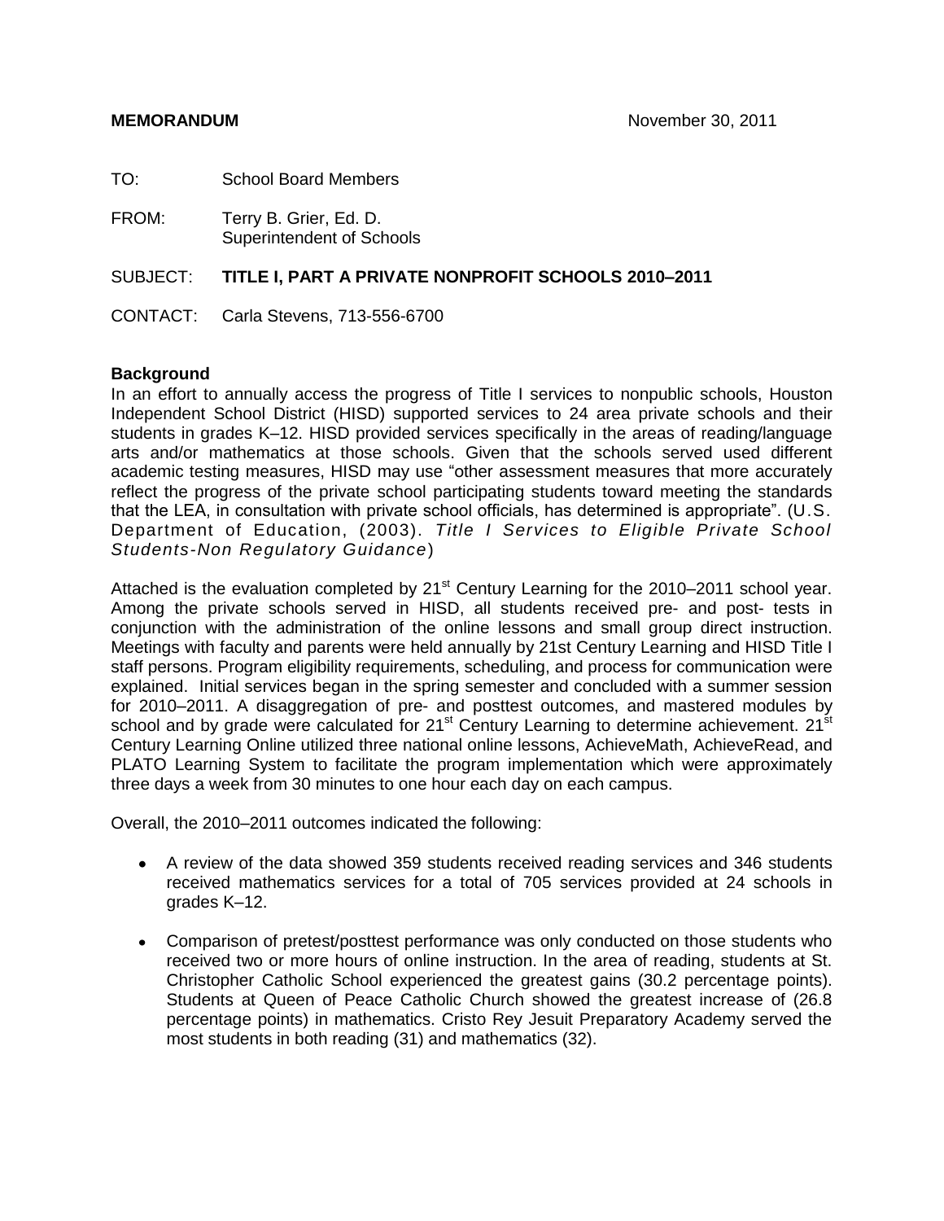**MEMORANDUM** November 30, 2011

TO: School Board Members

FROM: Terry B. Grier, Ed. D.
Superintendent of Schools

SUBJECT: **TITLE I, PART A PRIVATE NONPROFIT SCHOOLS 2010–2011**

CONTACT: Carla Stevens, 713-556-6700

**Background**

In an effort to annually access the progress of Title I services to nonpublic schools, Houston Independent School District (HISD) supported services to 24 area private schools and their students in grades K–12. HISD provided services specifically in the areas of reading/language arts and/or mathematics at those schools. Given that the schools served used different academic testing measures, HISD may use "other assessment measures that more accurately reflect the progress of the private school participating students toward meeting the standards that the LEA, in consultation with private school officials, has determined is appropriate". (U.S. Department of Education, (2003). *Title I Services to Eligible Private School Students-Non Regulatory Guidance*)

Attached is the evaluation completed by 21st Century Learning for the 2010–2011 school year. Among the private schools served in HISD, all students received pre- and post- tests in conjunction with the administration of the online lessons and small group direct instruction. Meetings with faculty and parents were held annually by 21st Century Learning and HISD Title I staff persons. Program eligibility requirements, scheduling, and process for communication were explained. Initial services began in the spring semester and concluded with a summer session for 2010–2011. A disaggregation of pre- and posttest outcomes, and mastered modules by school and by grade were calculated for 21st Century Learning to determine achievement. 21st Century Learning Online utilized three national online lessons, AchieveMath, AchieveRead, and PLATO Learning System to facilitate the program implementation which were approximately three days a week from 30 minutes to one hour each day on each campus.

Overall, the 2010–2011 outcomes indicated the following:

- A review of the data showed 359 students received reading services and 346 students received mathematics services for a total of 705 services provided at 24 schools in grades K–12.
- Comparison of pretest/posttest performance was only conducted on those students who received two or more hours of online instruction. In the area of reading, students at St. Christopher Catholic School experienced the greatest gains (30.2 percentage points). Students at Queen of Peace Catholic Church showed the greatest increase of (26.8 percentage points) in mathematics. Cristo Rey Jesuit Preparatory Academy served the most students in both reading (31) and mathematics (32).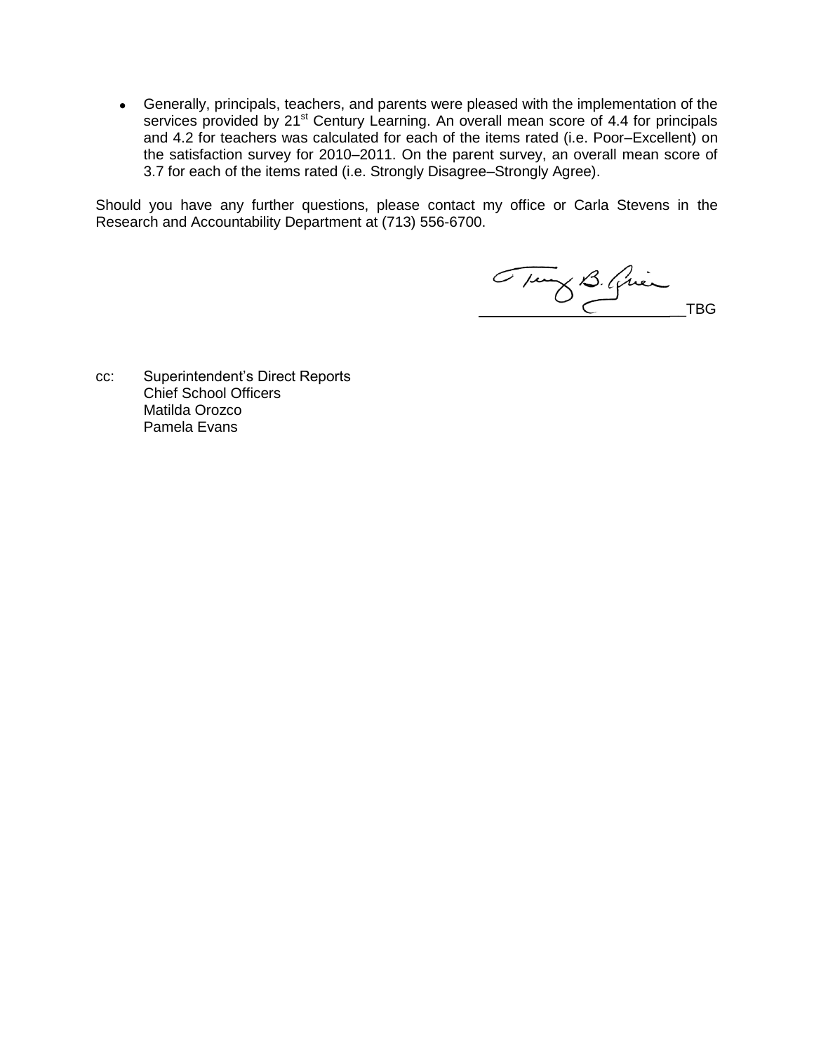- Generally, principals, teachers, and parents were pleased with the implementation of the services provided by 21[st] Century Learning. An overall mean score of 4.4 for principals and 4.2 for teachers was calculated for each of the items rated (i.e. Poor–Excellent) on the satisfaction survey for 2010–2011. On the parent survey, an overall mean score of 3.7 for each of the items rated (i.e. Strongly Disagree–Strongly Agree).

Should you have any further questions, please contact my office or Carla Stevens in the Research and Accountability Department at (713) 556-6700.

TBG

cc: Superintendent's Direct Reports
Chief School Officers
Matilda Orozco
Pamela Evans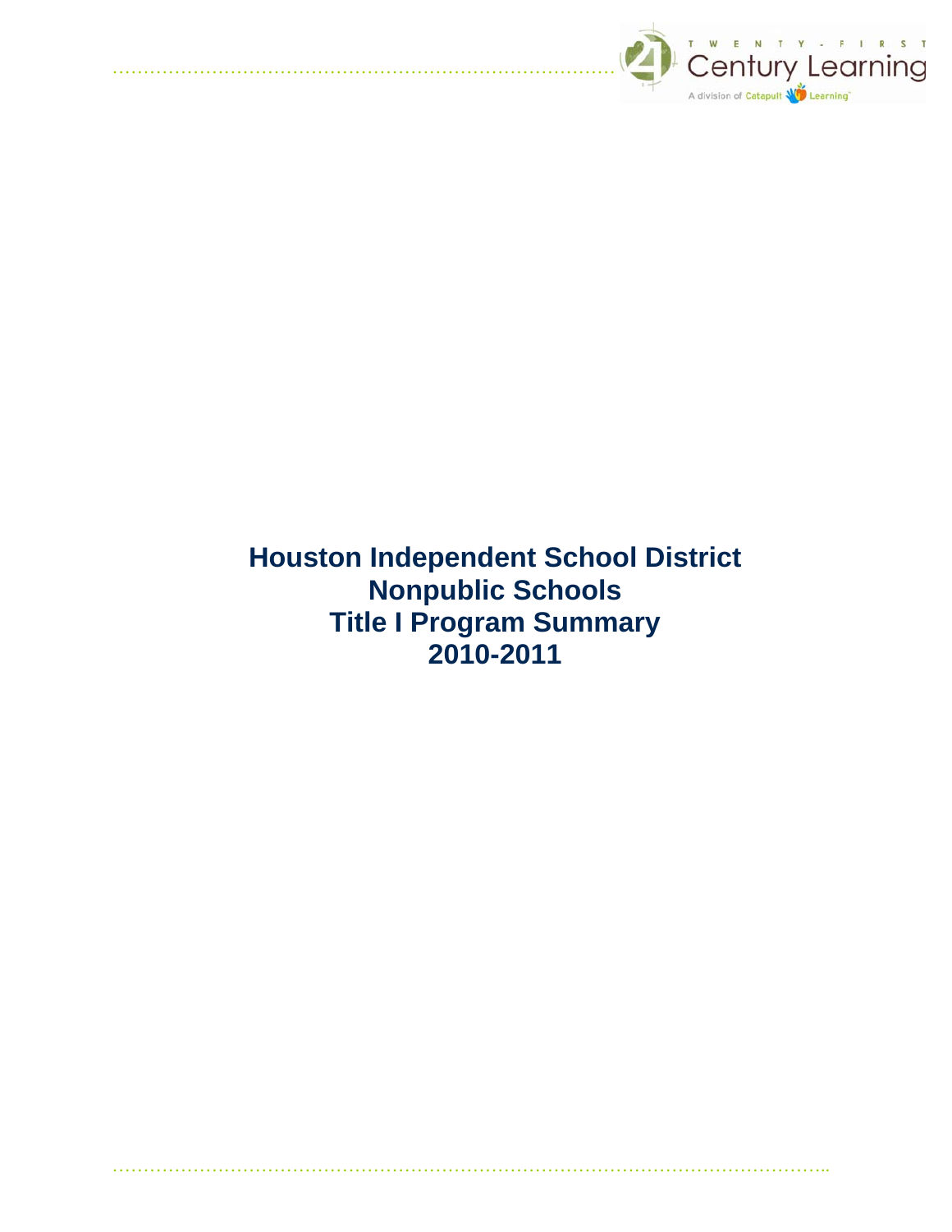# Houston Independent School District
# Nonpublic Schools
# Title I Program Summary
# 2010-2011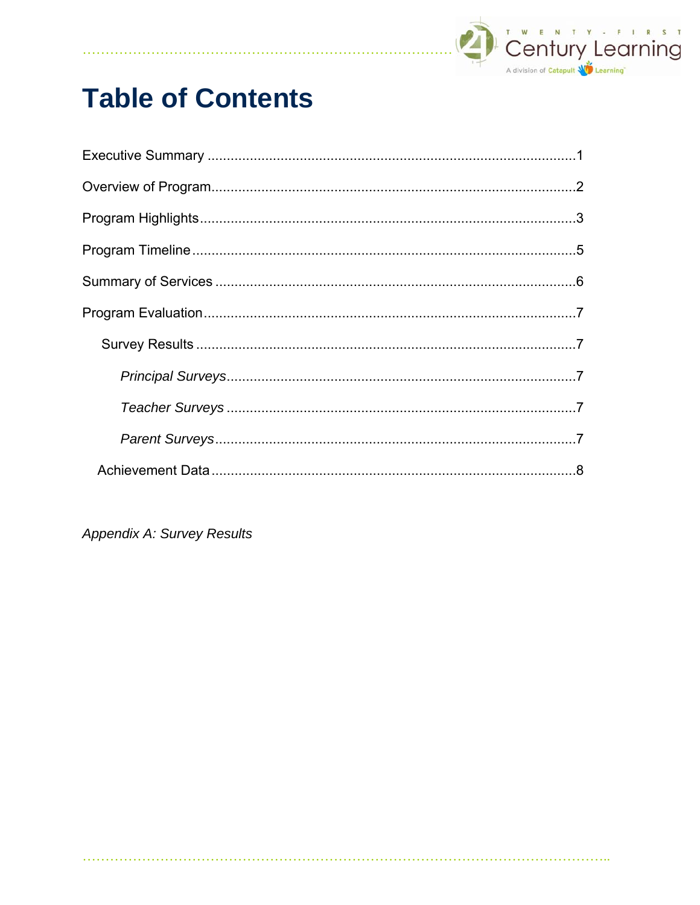# Table of Contents

Executive Summary ..................................................................................................1

Overview of Program..............................................................................................2

Program Highlights.................................................................................................3

Program Timeline....................................................................................................5

Summary of Services .............................................................................................6

Program Evaluation................................................................................................7

  Survey Results ...................................................................................................7

    *Principal Surveys*...........................................................................................7

    *Teacher Surveys* ...........................................................................................7

    *Parent Surveys*..............................................................................................7

  Achievement Data ...............................................................................................8

*Appendix A: Survey Results*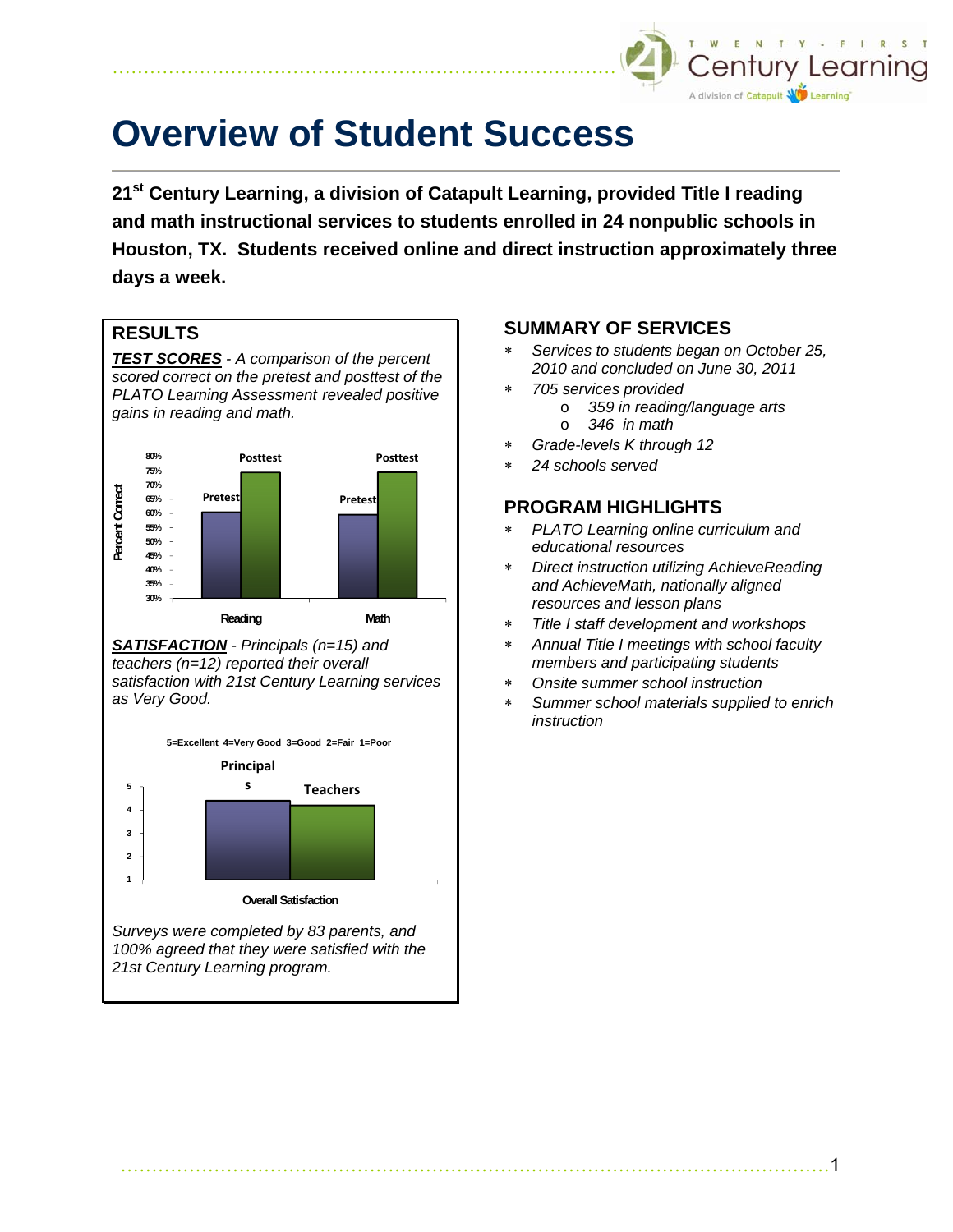# Overview of Student Success

**21st Century Learning, a division of Catapult Learning, provided Title I reading and math instructional services to students enrolled in 24 nonpublic schools in Houston, TX. Students received online and direct instruction approximately three days a week.**

## RESULTS

***TEST SCORES*** *- A comparison of the percent scored correct on the pretest and posttest of the PLATO Learning Assessment revealed positive gains in reading and math.*

***SATISFACTION*** *- Principals (n=15) and teachers (n=12) reported their overall satisfaction with 21st Century Learning services as Very Good.*

*Surveys were completed by 83 parents, and 100% agreed that they were satisfied with the 21st Century Learning program.*

## SUMMARY OF SERVICES

- *Services to students began on October 25, 2010 and concluded on June 30, 2011*
- *705 services provided*
  - *359 in reading/language arts*
  - *346 in math*
- *Grade-levels K through 12*
- *24 schools served*

## PROGRAM HIGHLIGHTS

- *PLATO Learning online curriculum and educational resources*
- *Direct instruction utilizing AchieveReading and AchieveMath, nationally aligned resources and lesson plans*
- *Title I staff development and workshops*
- *Annual Title I meetings with school faculty members and participating students*
- *Onsite summer school instruction*
- *Summer school materials supplied to enrich instruction*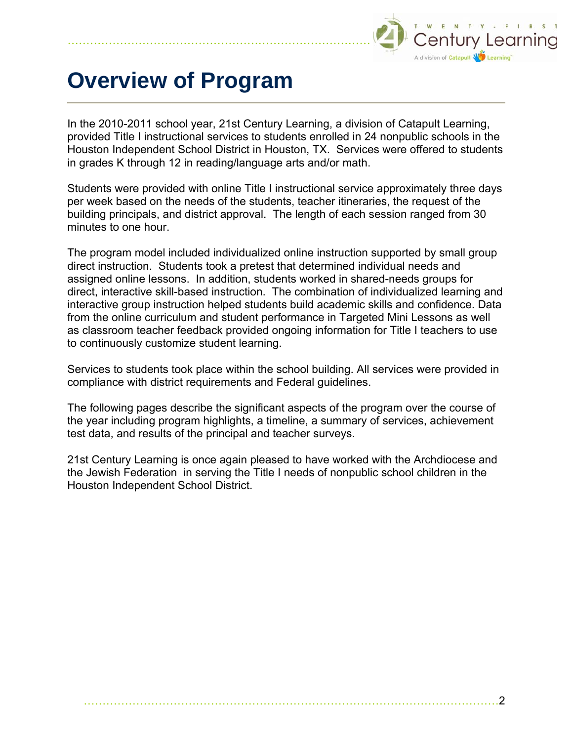# Overview of Program

In the 2010-2011 school year, 21st Century Learning, a division of Catapult Learning, provided Title I instructional services to students enrolled in 24 nonpublic schools in the Houston Independent School District in Houston, TX. Services were offered to students in grades K through 12 in reading/language arts and/or math.

Students were provided with online Title I instructional service approximately three days per week based on the needs of the students, teacher itineraries, the request of the building principals, and district approval. The length of each session ranged from 30 minutes to one hour.

The program model included individualized online instruction supported by small group direct instruction. Students took a pretest that determined individual needs and assigned online lessons. In addition, students worked in shared-needs groups for direct, interactive skill-based instruction. The combination of individualized learning and interactive group instruction helped students build academic skills and confidence. Data from the online curriculum and student performance in Targeted Mini Lessons as well as classroom teacher feedback provided ongoing information for Title I teachers to use to continuously customize student learning.

Services to students took place within the school building. All services were provided in compliance with district requirements and Federal guidelines.

The following pages describe the significant aspects of the program over the course of the year including program highlights, a timeline, a summary of services, achievement test data, and results of the principal and teacher surveys.

21st Century Learning is once again pleased to have worked with the Archdiocese and the Jewish Federation in serving the Title I needs of nonpublic school children in the Houston Independent School District.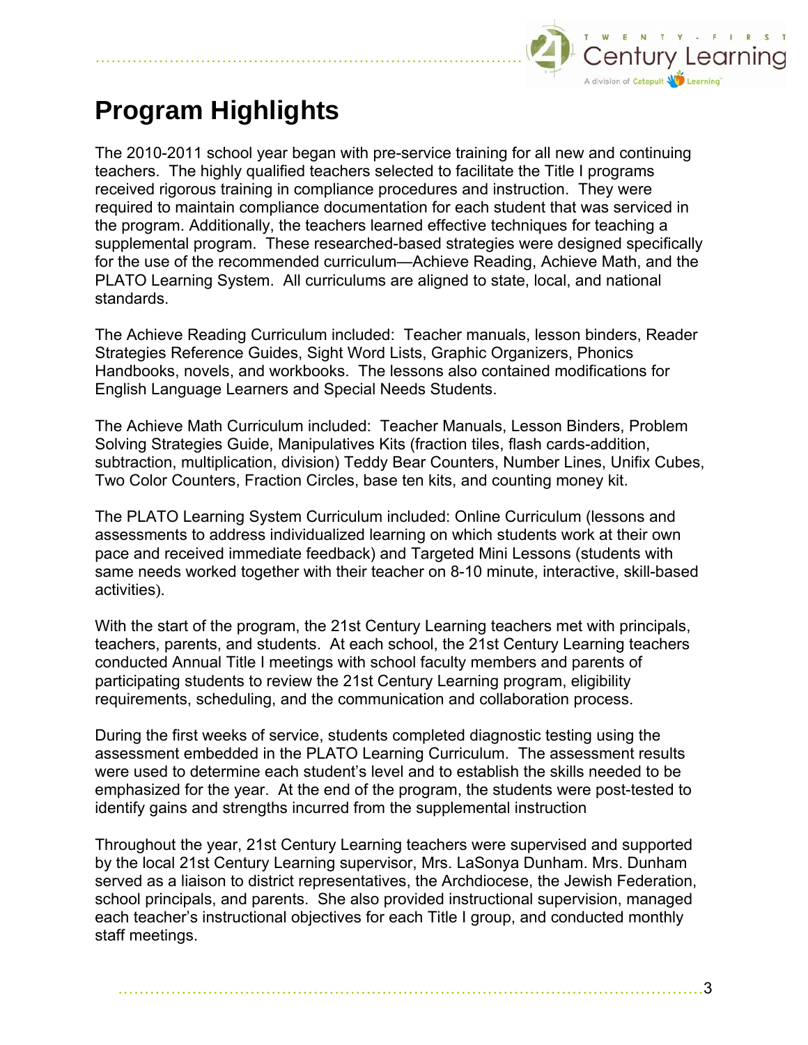# Program Highlights

The 2010-2011 school year began with pre-service training for all new and continuing teachers. The highly qualified teachers selected to facilitate the Title I programs received rigorous training in compliance procedures and instruction. They were required to maintain compliance documentation for each student that was serviced in the program. Additionally, the teachers learned effective techniques for teaching a supplemental program. These researched-based strategies were designed specifically for the use of the recommended curriculum—Achieve Reading, Achieve Math, and the PLATO Learning System. All curriculums are aligned to state, local, and national standards.

The Achieve Reading Curriculum included: Teacher manuals, lesson binders, Reader Strategies Reference Guides, Sight Word Lists, Graphic Organizers, Phonics Handbooks, novels, and workbooks. The lessons also contained modifications for English Language Learners and Special Needs Students.

The Achieve Math Curriculum included: Teacher Manuals, Lesson Binders, Problem Solving Strategies Guide, Manipulatives Kits (fraction tiles, flash cards-addition, subtraction, multiplication, division) Teddy Bear Counters, Number Lines, Unifix Cubes, Two Color Counters, Fraction Circles, base ten kits, and counting money kit.

The PLATO Learning System Curriculum included: Online Curriculum (lessons and assessments to address individualized learning on which students work at their own pace and received immediate feedback) and Targeted Mini Lessons (students with same needs worked together with their teacher on 8-10 minute, interactive, skill-based activities).

With the start of the program, the 21st Century Learning teachers met with principals, teachers, parents, and students. At each school, the 21st Century Learning teachers conducted Annual Title I meetings with school faculty members and parents of participating students to review the 21st Century Learning program, eligibility requirements, scheduling, and the communication and collaboration process.

During the first weeks of service, students completed diagnostic testing using the assessment embedded in the PLATO Learning Curriculum. The assessment results were used to determine each student's level and to establish the skills needed to be emphasized for the year. At the end of the program, the students were post-tested to identify gains and strengths incurred from the supplemental instruction

Throughout the year, 21st Century Learning teachers were supervised and supported by the local 21st Century Learning supervisor, Mrs. LaSonya Dunham. Mrs. Dunham served as a liaison to district representatives, the Archdiocese, the Jewish Federation, school principals, and parents. She also provided instructional supervision, managed each teacher's instructional objectives for each Title I group, and conducted monthly staff meetings.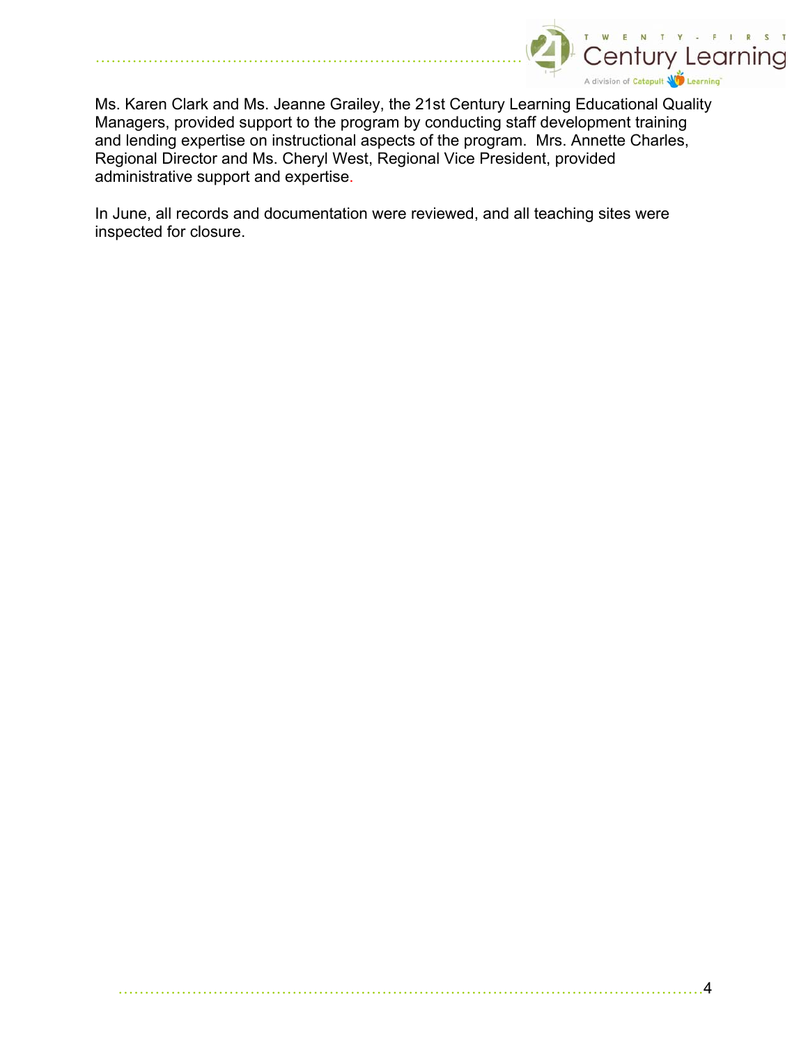Ms. Karen Clark and Ms. Jeanne Grailey, the 21st Century Learning Educational Quality Managers, provided support to the program by conducting staff development training and lending expertise on instructional aspects of the program. Mrs. Annette Charles, Regional Director and Ms. Cheryl West, Regional Vice President, provided administrative support and expertise.

In June, all records and documentation were reviewed, and all teaching sites were inspected for closure.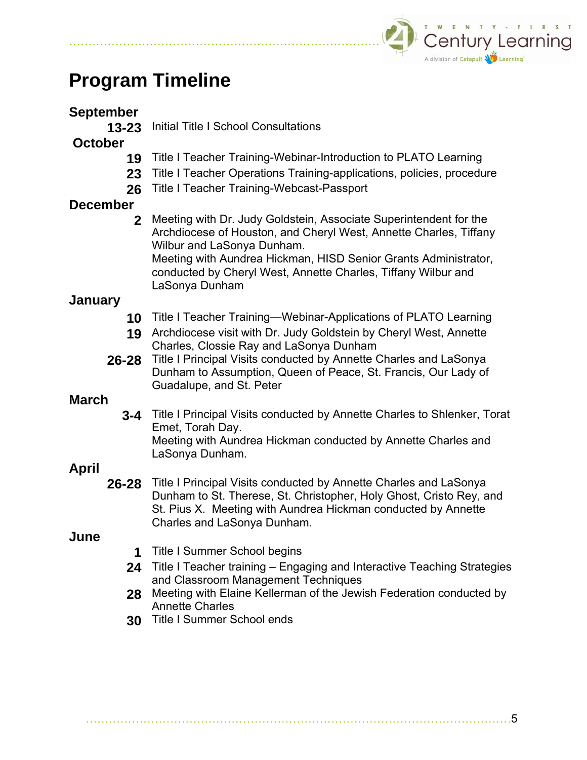# Program Timeline

**September**

**13-23** Initial Title I School Consultations

**October**

**19** Title I Teacher Training-Webinar-Introduction to PLATO Learning

**23** Title I Teacher Operations Training-applications, policies, procedure

**26** Title I Teacher Training-Webcast-Passport

**December**

**2** Meeting with Dr. Judy Goldstein, Associate Superintendent for the Archdiocese of Houston, and Cheryl West, Annette Charles, Tiffany Wilbur and LaSonya Dunham.
Meeting with Aundrea Hickman, HISD Senior Grants Administrator, conducted by Cheryl West, Annette Charles, Tiffany Wilbur and LaSonya Dunham

**January**

**10** Title I Teacher Training—Webinar-Applications of PLATO Learning

**19** Archdiocese visit with Dr. Judy Goldstein by Cheryl West, Annette Charles, Clossie Ray and LaSonya Dunham

**26-28** Title I Principal Visits conducted by Annette Charles and LaSonya Dunham to Assumption, Queen of Peace, St. Francis, Our Lady of Guadalupe, and St. Peter

**March**

**3-4** Title I Principal Visits conducted by Annette Charles to Shlenker, Torat Emet, Torah Day.
Meeting with Aundrea Hickman conducted by Annette Charles and LaSonya Dunham.

**April**

**26-28** Title I Principal Visits conducted by Annette Charles and LaSonya Dunham to St. Therese, St. Christopher, Holy Ghost, Cristo Rey, and St. Pius X. Meeting with Aundrea Hickman conducted by Annette Charles and LaSonya Dunham.

**June**

**1** Title I Summer School begins

**24** Title I Teacher training – Engaging and Interactive Teaching Strategies and Classroom Management Techniques

**28** Meeting with Elaine Kellerman of the Jewish Federation conducted by Annette Charles

**30** Title I Summer School ends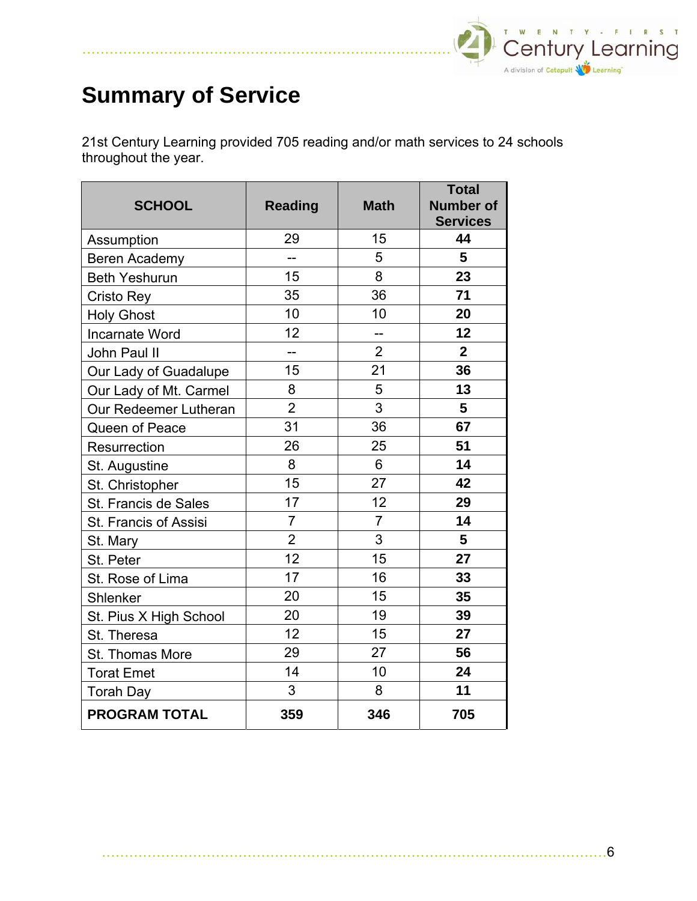# Summary of Service

21st Century Learning provided 705 reading and/or math services to 24 schools throughout the year.

| SCHOOL | Reading | Math | Total Number of Services |
|---|---|---|---|
| Assumption | 29 | 15 | **44** |
| Beren Academy | -- | 5 | **5** |
| Beth Yeshurun | 15 | 8 | **23** |
| Cristo Rey | 35 | 36 | **71** |
| Holy Ghost | 10 | 10 | **20** |
| Incarnate Word | 12 | -- | **12** |
| John Paul II | -- | 2 | **2** |
| Our Lady of Guadalupe | 15 | 21 | **36** |
| Our Lady of Mt. Carmel | 8 | 5 | **13** |
| Our Redeemer Lutheran | 2 | 3 | **5** |
| Queen of Peace | 31 | 36 | **67** |
| Resurrection | 26 | 25 | **51** |
| St. Augustine | 8 | 6 | **14** |
| St. Christopher | 15 | 27 | **42** |
| St. Francis de Sales | 17 | 12 | **29** |
| St. Francis of Assisi | 7 | 7 | **14** |
| St. Mary | 2 | 3 | **5** |
| St. Peter | 12 | 15 | **27** |
| St. Rose of Lima | 17 | 16 | **33** |
| Shlenker | 20 | 15 | **35** |
| St. Pius X High School | 20 | 19 | **39** |
| St. Theresa | 12 | 15 | **27** |
| St. Thomas More | 29 | 27 | **56** |
| Torat Emet | 14 | 10 | **24** |
| Torah Day | 3 | 8 | **11** |
| **PROGRAM TOTAL** | **359** | **346** | **705** |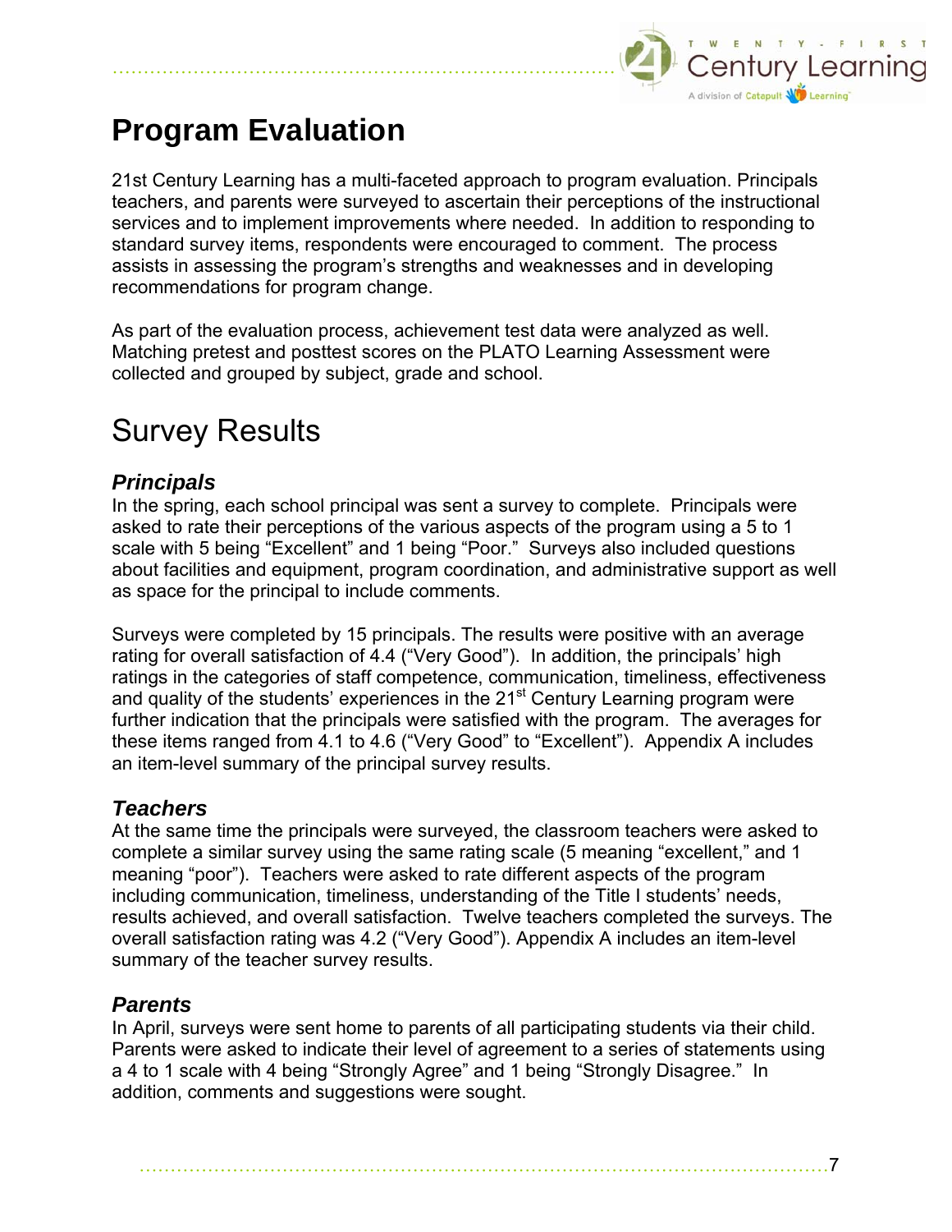# Program Evaluation

21st Century Learning has a multi-faceted approach to program evaluation. Principals teachers, and parents were surveyed to ascertain their perceptions of the instructional services and to implement improvements where needed. In addition to responding to standard survey items, respondents were encouraged to comment. The process assists in assessing the program's strengths and weaknesses and in developing recommendations for program change.

As part of the evaluation process, achievement test data were analyzed as well. Matching pretest and posttest scores on the PLATO Learning Assessment were collected and grouped by subject, grade and school.

## Survey Results

### *Principals*

In the spring, each school principal was sent a survey to complete. Principals were asked to rate their perceptions of the various aspects of the program using a 5 to 1 scale with 5 being "Excellent" and 1 being "Poor." Surveys also included questions about facilities and equipment, program coordination, and administrative support as well as space for the principal to include comments.

Surveys were completed by 15 principals. The results were positive with an average rating for overall satisfaction of 4.4 ("Very Good"). In addition, the principals' high ratings in the categories of staff competence, communication, timeliness, effectiveness and quality of the students' experiences in the 21st Century Learning program were further indication that the principals were satisfied with the program. The averages for these items ranged from 4.1 to 4.6 ("Very Good" to "Excellent"). Appendix A includes an item-level summary of the principal survey results.

### *Teachers*

At the same time the principals were surveyed, the classroom teachers were asked to complete a similar survey using the same rating scale (5 meaning "excellent," and 1 meaning "poor"). Teachers were asked to rate different aspects of the program including communication, timeliness, understanding of the Title I students' needs, results achieved, and overall satisfaction. Twelve teachers completed the surveys. The overall satisfaction rating was 4.2 ("Very Good"). Appendix A includes an item-level summary of the teacher survey results.

### *Parents*

In April, surveys were sent home to parents of all participating students via their child. Parents were asked to indicate their level of agreement to a series of statements using a 4 to 1 scale with 4 being "Strongly Agree" and 1 being "Strongly Disagree." In addition, comments and suggestions were sought.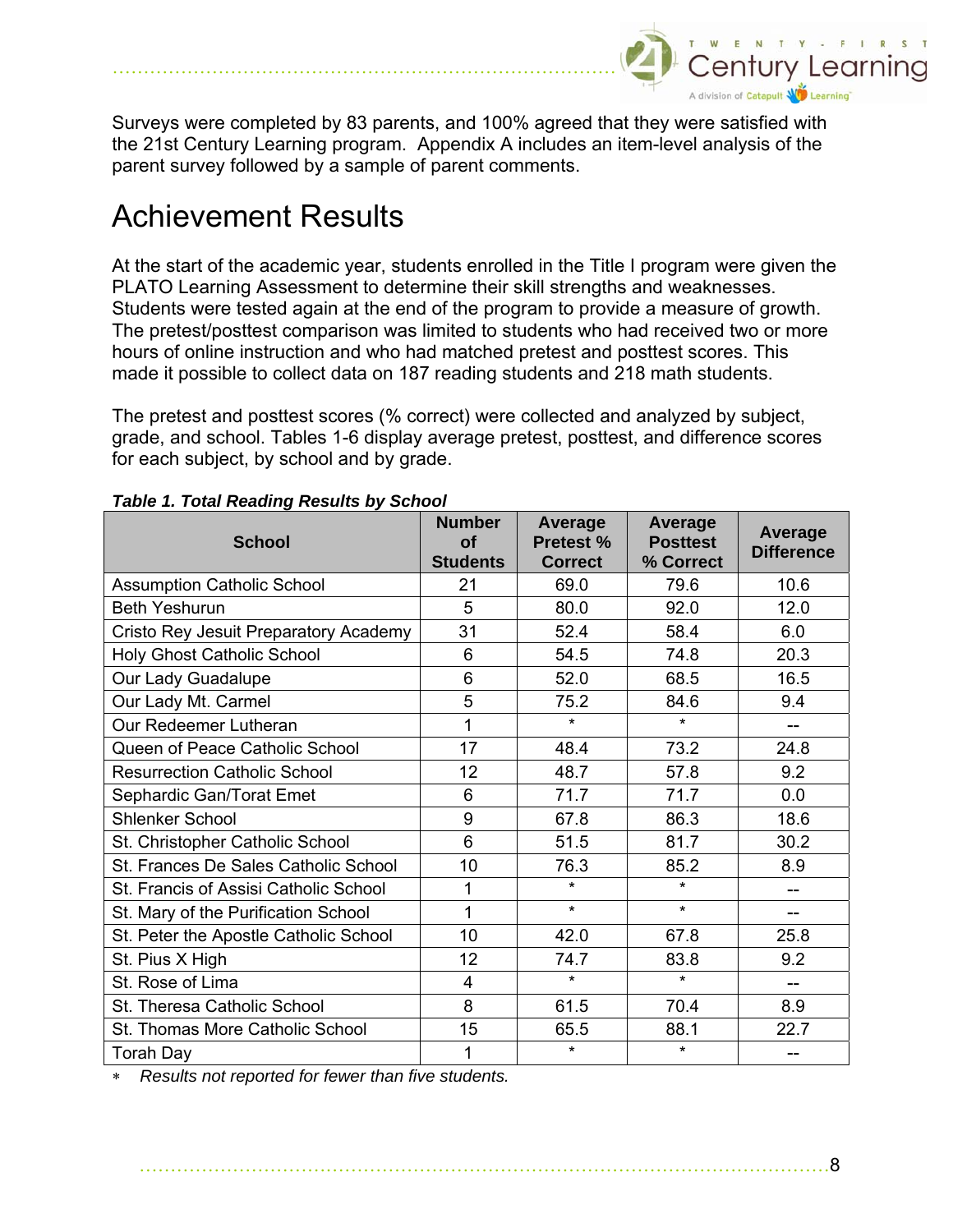Surveys were completed by 83 parents, and 100% agreed that they were satisfied with the 21st Century Learning program. Appendix A includes an item-level analysis of the parent survey followed by a sample of parent comments.

# Achievement Results

At the start of the academic year, students enrolled in the Title I program were given the PLATO Learning Assessment to determine their skill strengths and weaknesses. Students were tested again at the end of the program to provide a measure of growth. The pretest/posttest comparison was limited to students who had received two or more hours of online instruction and who had matched pretest and posttest scores. This made it possible to collect data on 187 reading students and 218 math students.

The pretest and posttest scores (% correct) were collected and analyzed by subject, grade, and school. Tables 1-6 display average pretest, posttest, and difference scores for each subject, by school and by grade.

***Table 1. Total Reading Results by School***

| School | Number of Students | Average Pretest % Correct | Average Posttest % Correct | Average Difference |
|---|---|---|---|---|
| Assumption Catholic School | 21 | 69.0 | 79.6 | 10.6 |
| Beth Yeshurun | 5 | 80.0 | 92.0 | 12.0 |
| Cristo Rey Jesuit Preparatory Academy | 31 | 52.4 | 58.4 | 6.0 |
| Holy Ghost Catholic School | 6 | 54.5 | 74.8 | 20.3 |
| Our Lady Guadalupe | 6 | 52.0 | 68.5 | 16.5 |
| Our Lady Mt. Carmel | 5 | 75.2 | 84.6 | 9.4 |
| Our Redeemer Lutheran | 1 | * | * | -- |
| Queen of Peace Catholic School | 17 | 48.4 | 73.2 | 24.8 |
| Resurrection Catholic School | 12 | 48.7 | 57.8 | 9.2 |
| Sephardic Gan/Torat Emet | 6 | 71.7 | 71.7 | 0.0 |
| Shlenker School | 9 | 67.8 | 86.3 | 18.6 |
| St. Christopher Catholic School | 6 | 51.5 | 81.7 | 30.2 |
| St. Frances De Sales Catholic School | 10 | 76.3 | 85.2 | 8.9 |
| St. Francis of Assisi Catholic School | 1 | * | * | -- |
| St. Mary of the Purification School | 1 | * | * | -- |
| St. Peter the Apostle Catholic School | 10 | 42.0 | 67.8 | 25.8 |
| St. Pius X High | 12 | 74.7 | 83.8 | 9.2 |
| St. Rose of Lima | 4 | * | * | -- |
| St. Theresa Catholic School | 8 | 61.5 | 70.4 | 8.9 |
| St. Thomas More Catholic School | 15 | 65.5 | 88.1 | 22.7 |
| Torah Day | 1 | * | * | -- |

\* *Results not reported for fewer than five students.*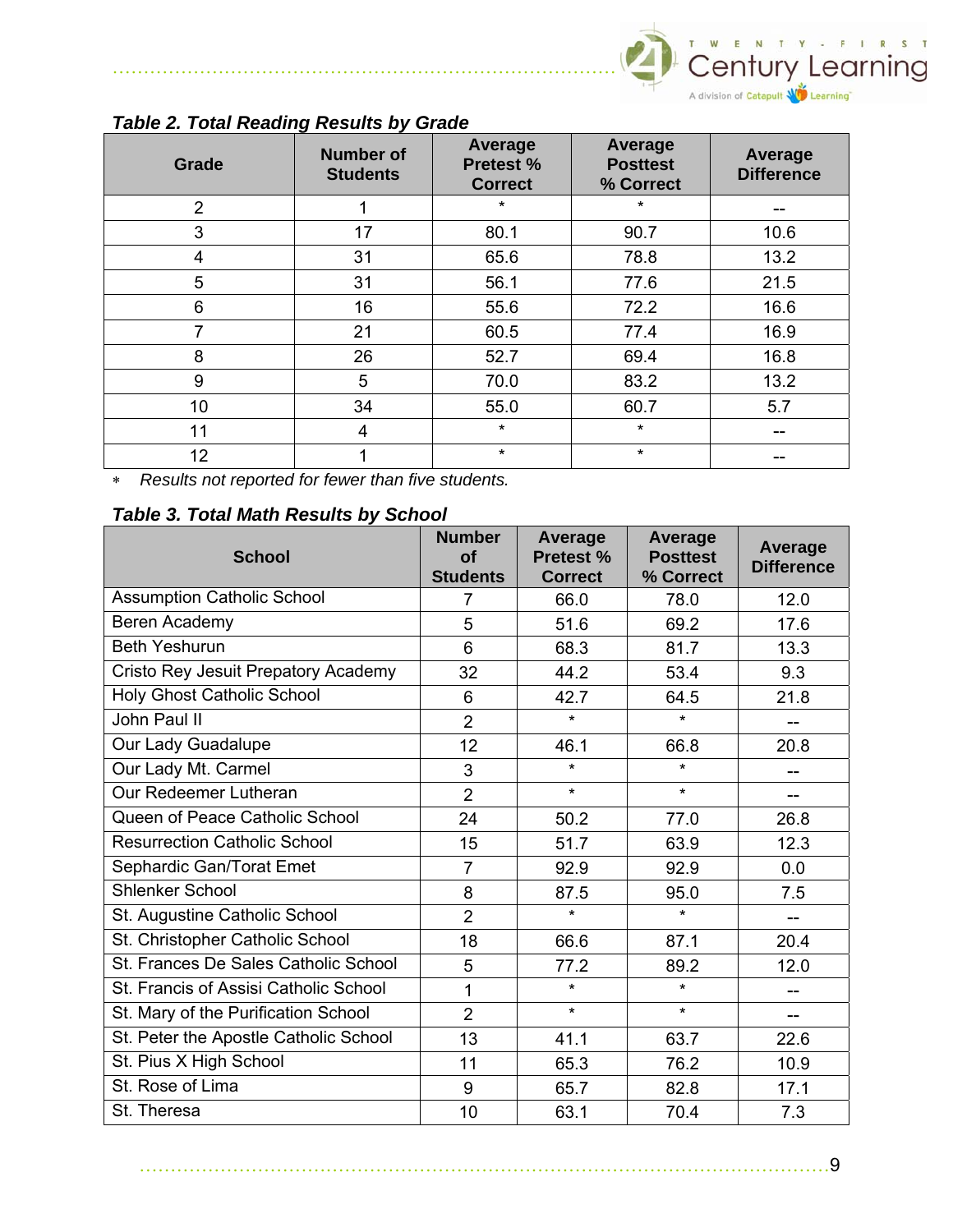***Table 2. Total Reading Results by Grade***

| Grade | Number of Students | Average Pretest % Correct | Average Posttest % Correct | Average Difference |
|---|---|---|---|---|
| 2 | 1 | * | * | -- |
| 3 | 17 | 80.1 | 90.7 | 10.6 |
| 4 | 31 | 65.6 | 78.8 | 13.2 |
| 5 | 31 | 56.1 | 77.6 | 21.5 |
| 6 | 16 | 55.6 | 72.2 | 16.6 |
| 7 | 21 | 60.5 | 77.4 | 16.9 |
| 8 | 26 | 52.7 | 69.4 | 16.8 |
| 9 | 5 | 70.0 | 83.2 | 13.2 |
| 10 | 34 | 55.0 | 60.7 | 5.7 |
| 11 | 4 | * | * | -- |
| 12 | 1 | * | * | -- |

* *Results not reported for fewer than five students.*

***Table 3. Total Math Results by School***

| School | Number of Students | Average Pretest % Correct | Average Posttest % Correct | Average Difference |
|---|---|---|---|---|
| Assumption Catholic School | 7 | 66.0 | 78.0 | 12.0 |
| Beren Academy | 5 | 51.6 | 69.2 | 17.6 |
| Beth Yeshurun | 6 | 68.3 | 81.7 | 13.3 |
| Cristo Rey Jesuit Prepatory Academy | 32 | 44.2 | 53.4 | 9.3 |
| Holy Ghost Catholic School | 6 | 42.7 | 64.5 | 21.8 |
| John Paul II | 2 | * | * | -- |
| Our Lady Guadalupe | 12 | 46.1 | 66.8 | 20.8 |
| Our Lady Mt. Carmel | 3 | * | * | -- |
| Our Redeemer Lutheran | 2 | * | * | -- |
| Queen of Peace Catholic School | 24 | 50.2 | 77.0 | 26.8 |
| Resurrection Catholic School | 15 | 51.7 | 63.9 | 12.3 |
| Sephardic Gan/Torat Emet | 7 | 92.9 | 92.9 | 0.0 |
| Shlenker School | 8 | 87.5 | 95.0 | 7.5 |
| St. Augustine Catholic School | 2 | * | * | -- |
| St. Christopher Catholic School | 18 | 66.6 | 87.1 | 20.4 |
| St. Frances De Sales Catholic School | 5 | 77.2 | 89.2 | 12.0 |
| St. Francis of Assisi Catholic School | 1 | * | * | -- |
| St. Mary of the Purification School | 2 | * | * | -- |
| St. Peter the Apostle Catholic School | 13 | 41.1 | 63.7 | 22.6 |
| St. Pius X High School | 11 | 65.3 | 76.2 | 10.9 |
| St. Rose of Lima | 9 | 65.7 | 82.8 | 17.1 |
| St. Theresa | 10 | 63.1 | 70.4 | 7.3 |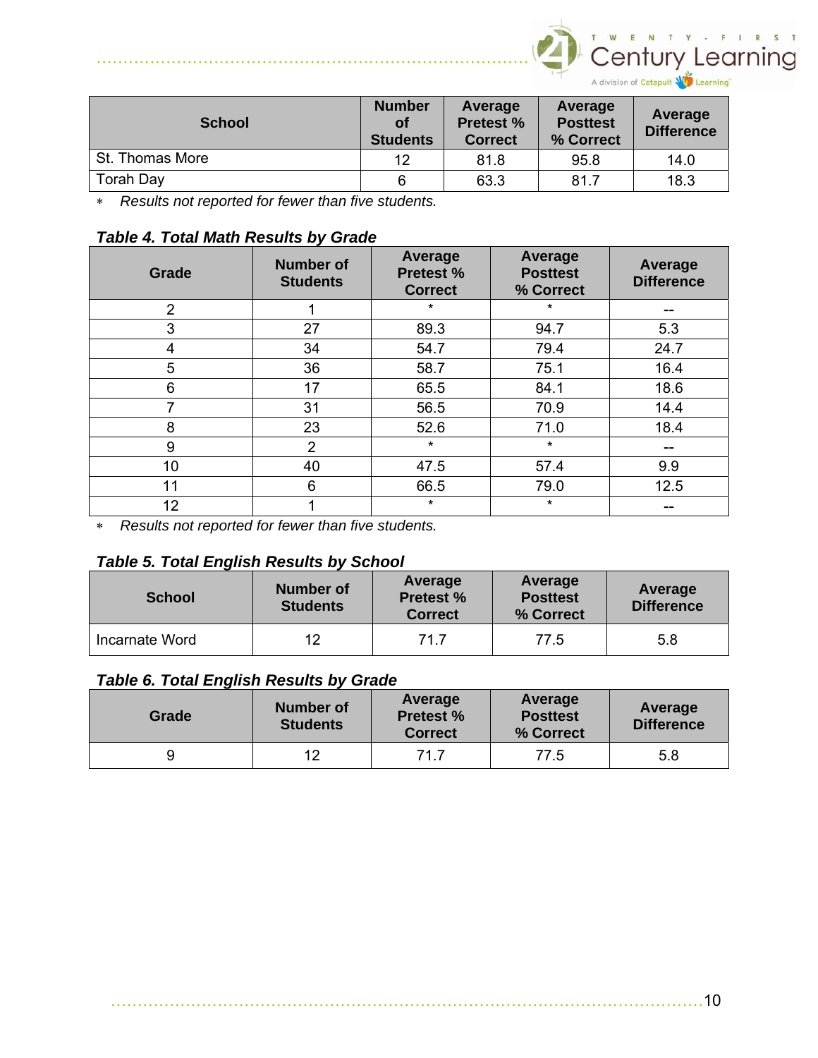| School | Number of Students | Average Pretest % Correct | Average Posttest % Correct | Average Difference |
|---|---|---|---|---|
| St. Thomas More | 12 | 81.8 | 95.8 | 14.0 |
| Torah Day | 6 | 63.3 | 81.7 | 18.3 |

∗ *Results not reported for fewer than five students.*

***Table 4. Total Math Results by Grade***

| Grade | Number of Students | Average Pretest % Correct | Average Posttest % Correct | Average Difference |
|---|---|---|---|---|
| 2 | 1 | * | * | -- |
| 3 | 27 | 89.3 | 94.7 | 5.3 |
| 4 | 34 | 54.7 | 79.4 | 24.7 |
| 5 | 36 | 58.7 | 75.1 | 16.4 |
| 6 | 17 | 65.5 | 84.1 | 18.6 |
| 7 | 31 | 56.5 | 70.9 | 14.4 |
| 8 | 23 | 52.6 | 71.0 | 18.4 |
| 9 | 2 | * | * | -- |
| 10 | 40 | 47.5 | 57.4 | 9.9 |
| 11 | 6 | 66.5 | 79.0 | 12.5 |
| 12 | 1 | * | * | -- |

∗ *Results not reported for fewer than five students.*

***Table 5. Total English Results by School***

| School | Number of Students | Average Pretest % Correct | Average Posttest % Correct | Average Difference |
|---|---|---|---|---|
| Incarnate Word | 12 | 71.7 | 77.5 | 5.8 |

***Table 6. Total English Results by Grade***

| Grade | Number of Students | Average Pretest % Correct | Average Posttest % Correct | Average Difference |
|---|---|---|---|---|
| 9 | 12 | 71.7 | 77.5 | 5.8 |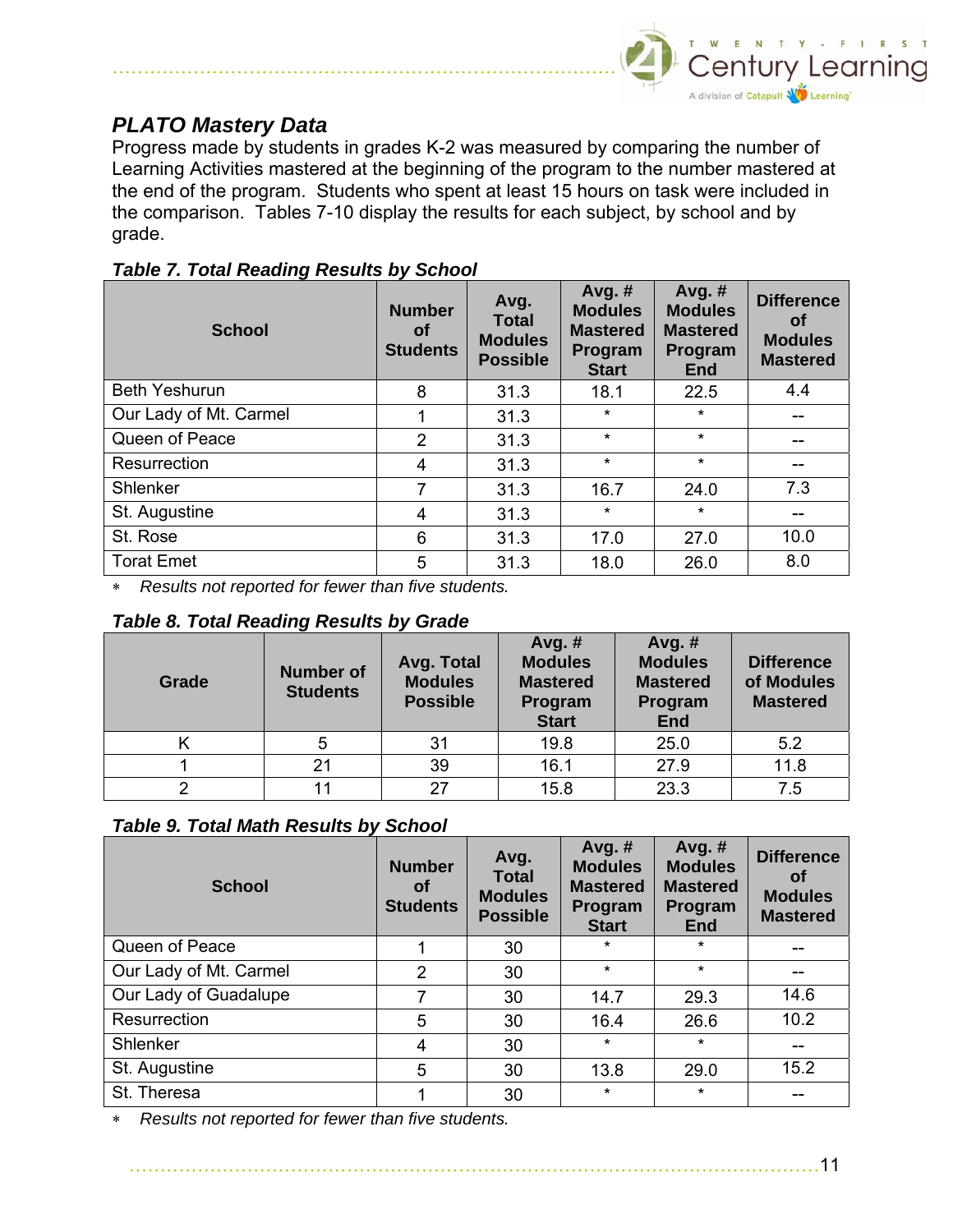## PLATO Mastery Data

Progress made by students in grades K-2 was measured by comparing the number of Learning Activities mastered at the beginning of the program to the number mastered at the end of the program. Students who spent at least 15 hours on task were included in the comparison. Tables 7-10 display the results for each subject, by school and by grade.

***Table 7. Total Reading Results by School***

| School | Number of Students | Avg. Total Modules Possible | Avg. # Modules Mastered Program Start | Avg. # Modules Mastered Program End | Difference of Modules Mastered |
|---|---|---|---|---|---|
| Beth Yeshurun | 8 | 31.3 | 18.1 | 22.5 | 4.4 |
| Our Lady of Mt. Carmel | 1 | 31.3 | * | * | -- |
| Queen of Peace | 2 | 31.3 | * | * | -- |
| Resurrection | 4 | 31.3 | * | * | -- |
| Shlenker | 7 | 31.3 | 16.7 | 24.0 | 7.3 |
| St. Augustine | 4 | 31.3 | * | * | -- |
| St. Rose | 6 | 31.3 | 17.0 | 27.0 | 10.0 |
| Torat Emet | 5 | 31.3 | 18.0 | 26.0 | 8.0 |

* *Results not reported for fewer than five students.*

***Table 8. Total Reading Results by Grade***

| Grade | Number of Students | Avg. Total Modules Possible | Avg. # Modules Mastered Program Start | Avg. # Modules Mastered Program End | Difference of Modules Mastered |
|---|---|---|---|---|---|
| K | 5 | 31 | 19.8 | 25.0 | 5.2 |
| 1 | 21 | 39 | 16.1 | 27.9 | 11.8 |
| 2 | 11 | 27 | 15.8 | 23.3 | 7.5 |

***Table 9. Total Math Results by School***

| School | Number of Students | Avg. Total Modules Possible | Avg. # Modules Mastered Program Start | Avg. # Modules Mastered Program End | Difference of Modules Mastered |
|---|---|---|---|---|---|
| Queen of Peace | 1 | 30 | * | * | -- |
| Our Lady of Mt. Carmel | 2 | 30 | * | * | -- |
| Our Lady of Guadalupe | 7 | 30 | 14.7 | 29.3 | 14.6 |
| Resurrection | 5 | 30 | 16.4 | 26.6 | 10.2 |
| Shlenker | 4 | 30 | * | * | -- |
| St. Augustine | 5 | 30 | 13.8 | 29.0 | 15.2 |
| St. Theresa | 1 | 30 | * | * | -- |

* *Results not reported for fewer than five students.*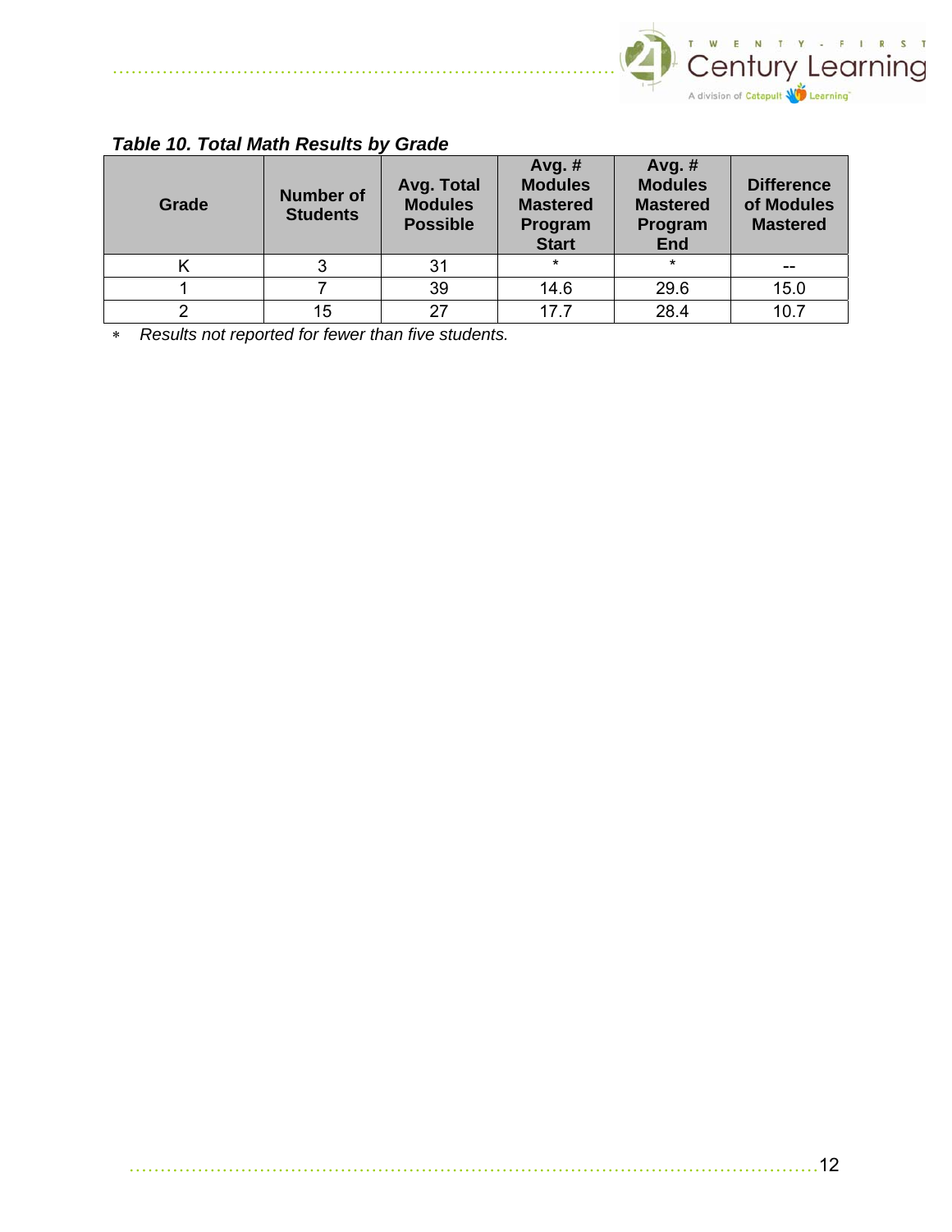***Table 10. Total Math Results by Grade***

| Grade | Number of Students | Avg. Total Modules Possible | Avg. # Modules Mastered Program Start | Avg. # Modules Mastered Program End | Difference of Modules Mastered |
|---|---|---|---|---|---|
| K | 3 | 31 | * | * | -- |
| 1 | 7 | 39 | 14.6 | 29.6 | 15.0 |
| 2 | 15 | 27 | 17.7 | 28.4 | 10.7 |

∗ *Results not reported for fewer than five students.*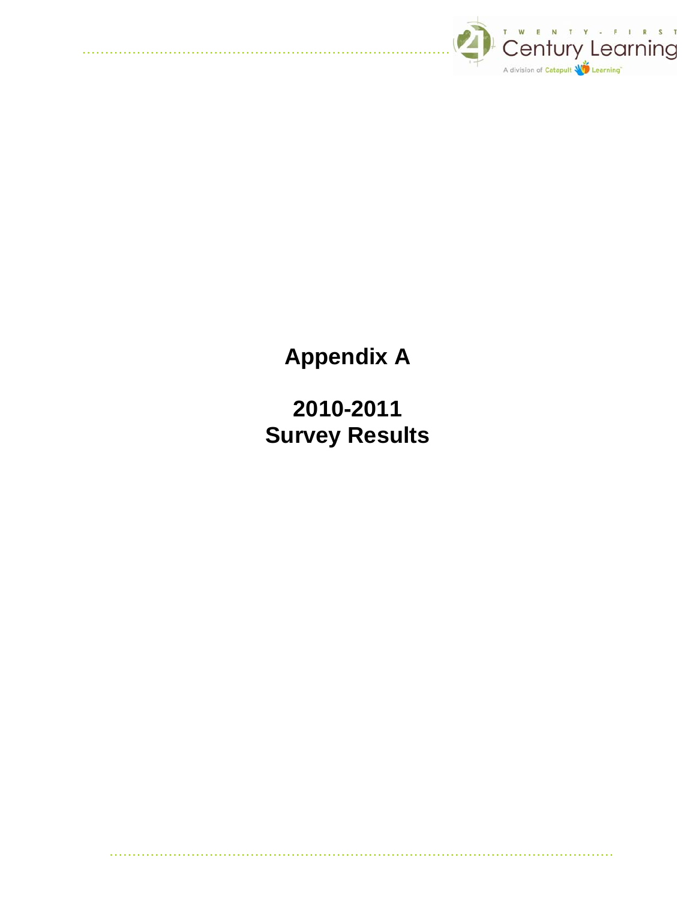# Appendix A

# 2010-2011 Survey Results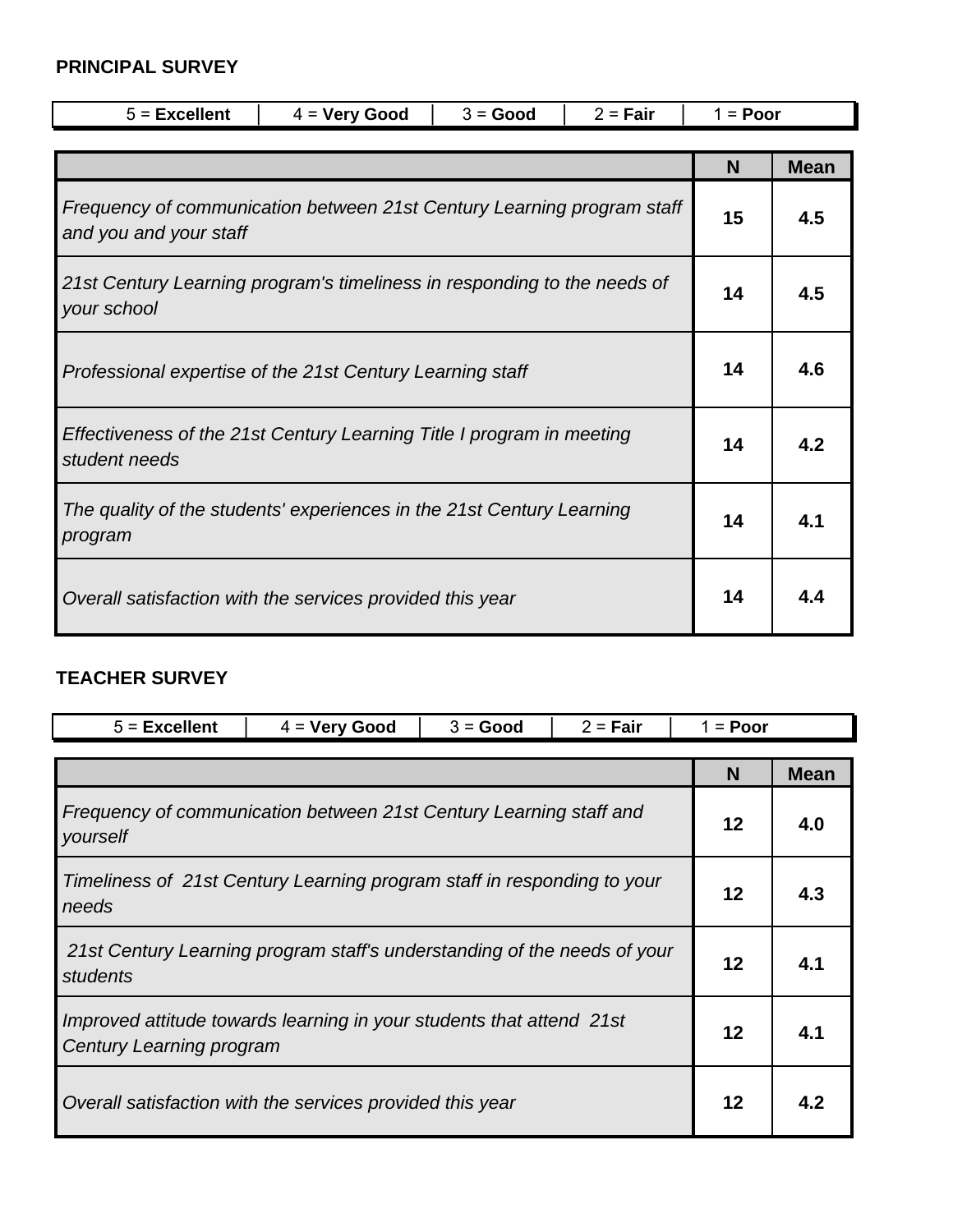## PRINCIPAL SURVEY

| 5 = **Excellent** | 4 = **Very Good** | 3 = **Good** | 2 = **Fair** | 1 = **Poor** |
|---|---|---|---|---|

| | N | Mean |
|---|---|---|
| *Frequency of communication between 21st Century Learning program staff and you and your staff* | **15** | **4.5** |
| *21st Century Learning program's timeliness in responding to the needs of your school* | **14** | **4.5** |
| *Professional expertise of the 21st Century Learning staff* | **14** | **4.6** |
| *Effectiveness of the 21st Century Learning Title I program in meeting student needs* | **14** | **4.2** |
| *The quality of the students' experiences in the 21st Century Learning program* | **14** | **4.1** |
| *Overall satisfaction with the services provided this year* | **14** | **4.4** |

## TEACHER SURVEY

| 5 = **Excellent** | 4 = **Very Good** | 3 = **Good** | 2 = **Fair** | 1 = **Poor** |
|---|---|---|---|---|

| | N | Mean |
|---|---|---|
| *Frequency of communication between 21st Century Learning staff and yourself* | **12** | **4.0** |
| *Timeliness of 21st Century Learning program staff in responding to your needs* | **12** | **4.3** |
| *21st Century Learning program staff's understanding of the needs of your students* | **12** | **4.1** |
| *Improved attitude towards learning in your students that attend 21st Century Learning program* | **12** | **4.1** |
| *Overall satisfaction with the services provided this year* | **12** | **4.2** |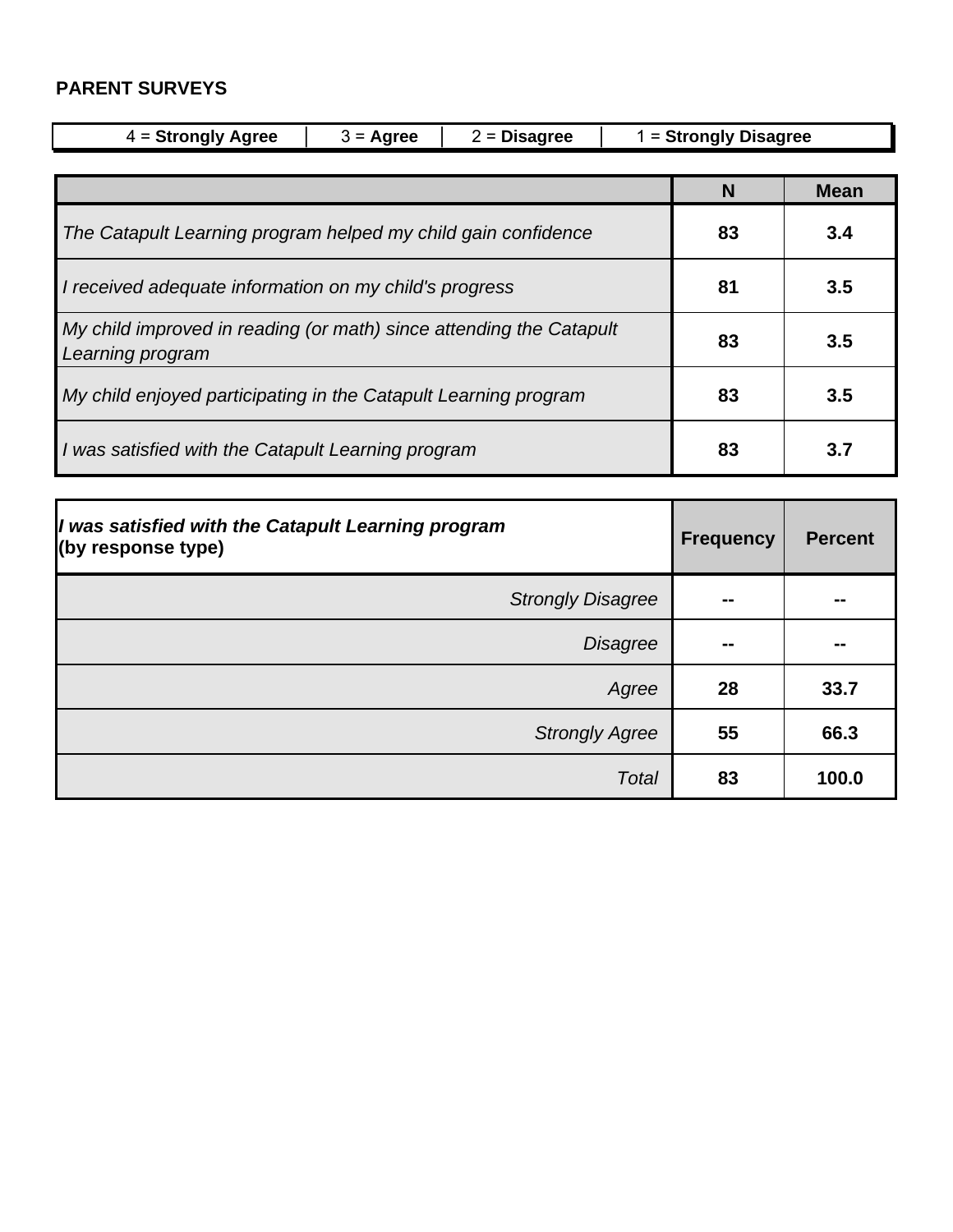## PARENT SURVEYS

| 4 = **Strongly Agree** | 3 = **Agree** | 2 = **Disagree** | 1 = **Strongly Disagree** |
|---|---|---|---|

| | N | Mean |
|---|---|---|
| *The Catapult Learning program helped my child gain confidence* | **83** | **3.4** |
| *I received adequate information on my child's progress* | **81** | **3.5** |
| *My child improved in reading (or math) since attending the Catapult Learning program* | **83** | **3.5** |
| *My child enjoyed participating in the Catapult Learning program* | **83** | **3.5** |
| *I was satisfied with the Catapult Learning program* | **83** | **3.7** |

| ***I was satisfied with the Catapult Learning program*** **(by response type)** | Frequency | Percent |
|---|---|---|
| *Strongly Disagree* | **--** | **--** |
| *Disagree* | **--** | **--** |
| *Agree* | **28** | **33.7** |
| *Strongly Agree* | **55** | **66.3** |
| *Total* | **83** | **100.0** |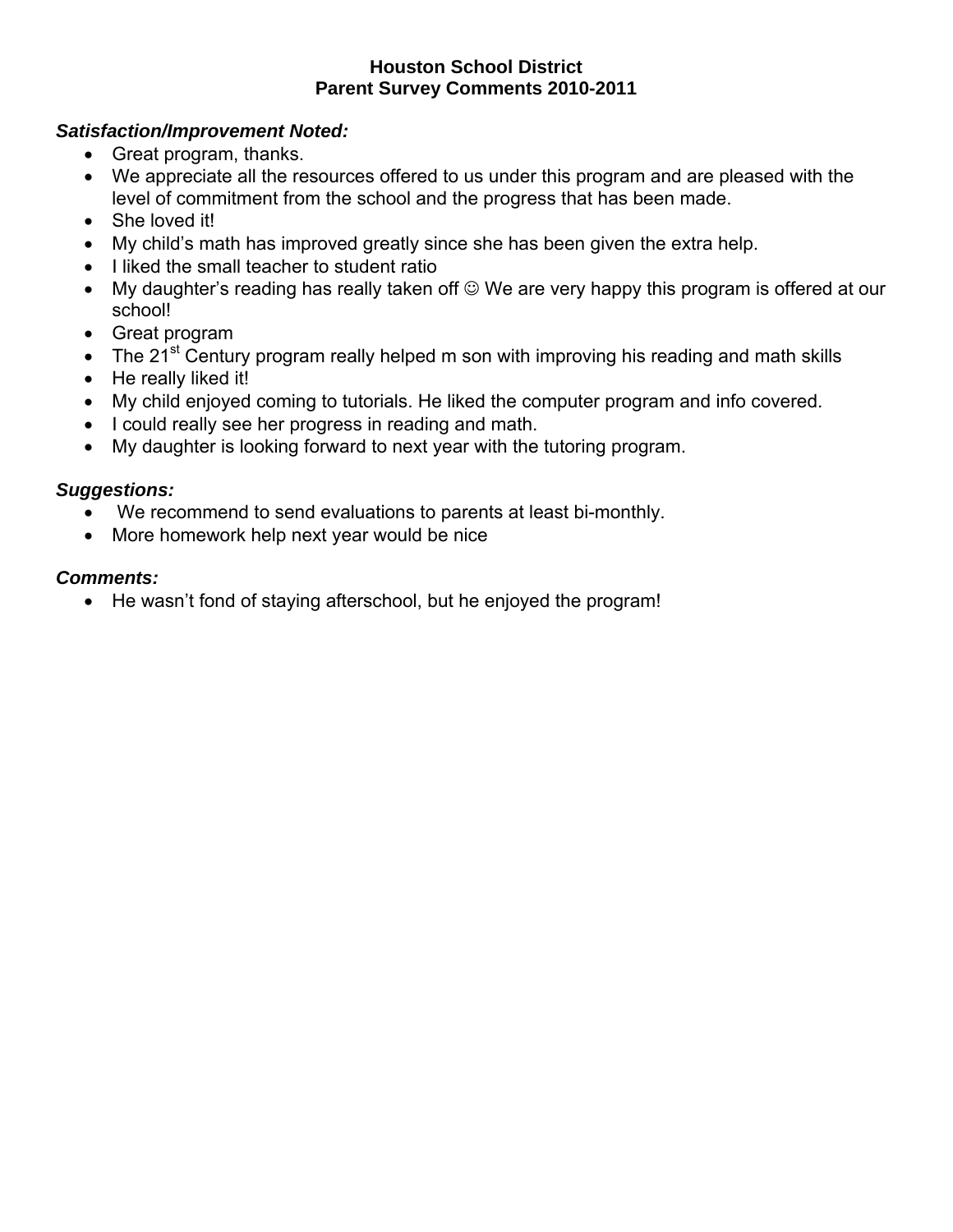# Houston School District
## Parent Survey Comments 2010-2011

***Satisfaction/Improvement Noted:***

- Great program, thanks.
- We appreciate all the resources offered to us under this program and are pleased with the level of commitment from the school and the progress that has been made.
- She loved it!
- My child's math has improved greatly since she has been given the extra help.
- I liked the small teacher to student ratio
- My daughter's reading has really taken off ☺ We are very happy this program is offered at our school!
- Great program
- The 21st Century program really helped m son with improving his reading and math skills
- He really liked it!
- My child enjoyed coming to tutorials. He liked the computer program and info covered.
- I could really see her progress in reading and math.
- My daughter is looking forward to next year with the tutoring program.

***Suggestions:***

- We recommend to send evaluations to parents at least bi-monthly.
- More homework help next year would be nice

***Comments:***

- He wasn't fond of staying afterschool, but he enjoyed the program!